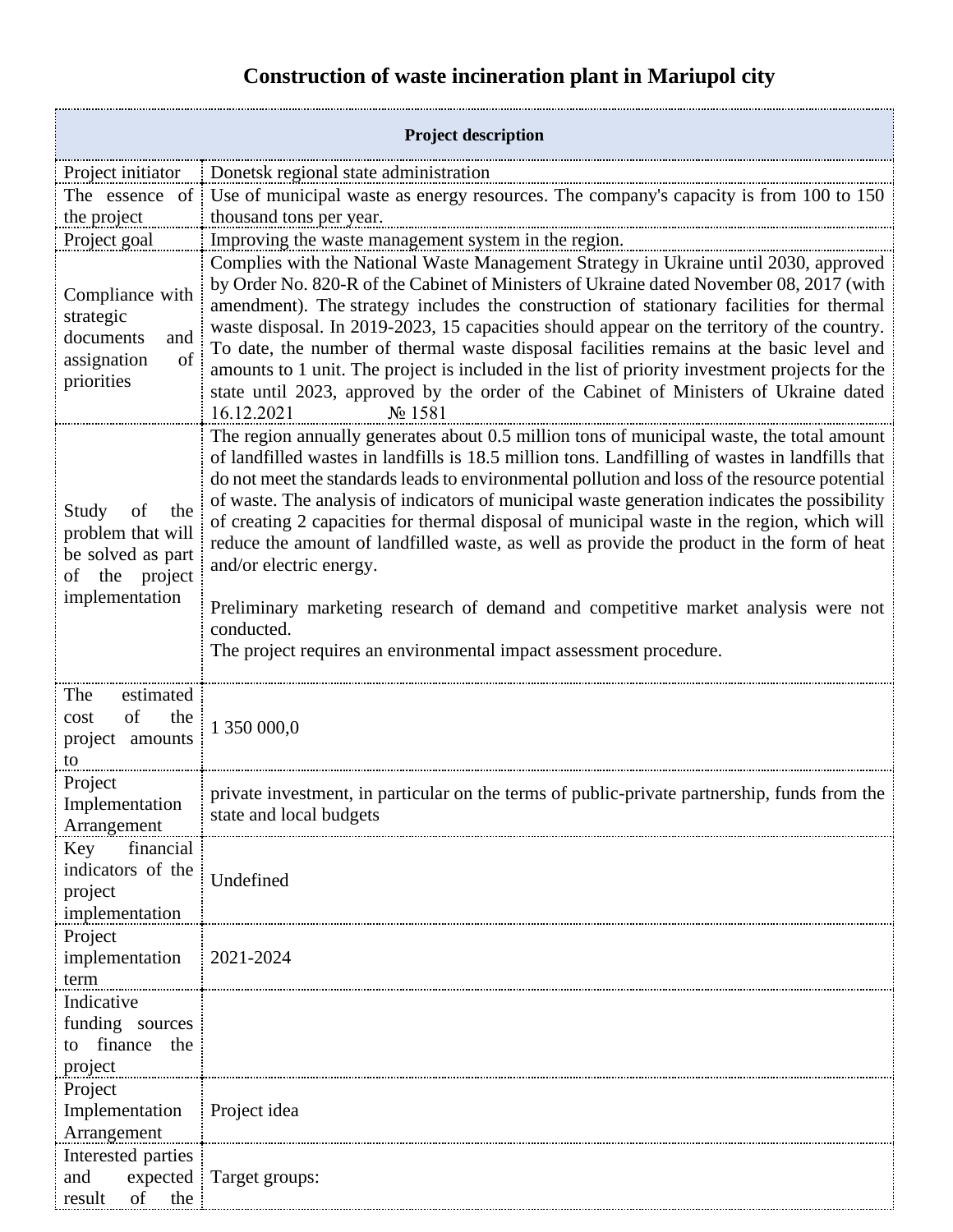# Construction of waste incineration plant in Mariupol city

| Project description | |
|---|---|
| Project initiator | Donetsk regional state administration |
| The essence of the project | Use of municipal waste as energy resources. The company's capacity is from 100 to 150 thousand tons per year. |
| Project goal | Improving the waste management system in the region. |
| Compliance with strategic documents and assignation of priorities | Complies with the National Waste Management Strategy in Ukraine until 2030, approved by Order No. 820-R of the Cabinet of Ministers of Ukraine dated November 08, 2017 (with amendment). The strategy includes the construction of stationary facilities for thermal waste disposal. In 2019-2023, 15 capacities should appear on the territory of the country. To date, the number of thermal waste disposal facilities remains at the basic level and amounts to 1 unit. The project is included in the list of priority investment projects for the state until 2023, approved by the order of the Cabinet of Ministers of Ukraine dated 16.12.2021 № 1581 |
| Study of the problem that will be solved as part of the project implementation | The region annually generates about 0.5 million tons of municipal waste, the total amount of landfilled wastes in landfills is 18.5 million tons. Landfilling of wastes in landfills that do not meet the standards leads to environmental pollution and loss of the resource potential of waste. The analysis of indicators of municipal waste generation indicates the possibility of creating 2 capacities for thermal disposal of municipal waste in the region, which will reduce the amount of landfilled waste, as well as provide the product in the form of heat and/or electric energy.<br><br>Preliminary marketing research of demand and competitive market analysis were not conducted.<br>The project requires an environmental impact assessment procedure. |
| The estimated cost of the project amounts to | 1 350 000,0 |
| Project Implementation Arrangement | private investment, in particular on the terms of public-private partnership, funds from the state and local budgets |
| Key financial indicators of the project implementation | Undefined |
| Project implementation term | 2021-2024 |
| Indicative funding sources to finance the project | |
| Project Implementation Arrangement | Project idea |
| Interested parties and expected result of the | Target groups: |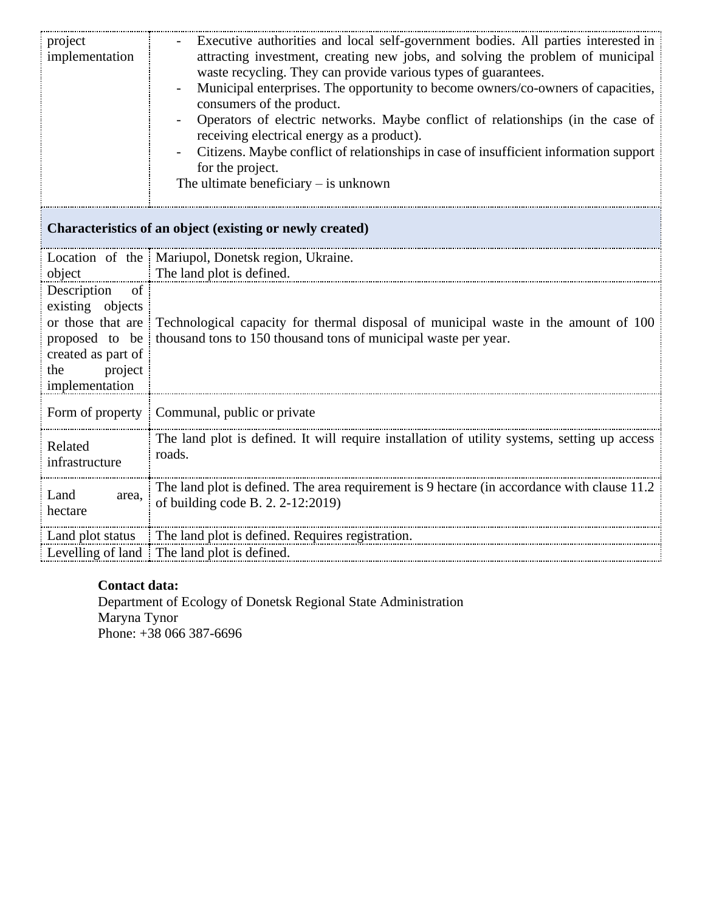| | |
|---|---|
| project implementation | - Executive authorities and local self-government bodies. All parties interested in attracting investment, creating new jobs, and solving the problem of municipal waste recycling. They can provide various types of guarantees.<br>- Municipal enterprises. The opportunity to become owners/co-owners of capacities, consumers of the product.<br>- Operators of electric networks. Maybe conflict of relationships (in the case of receiving electrical energy as a product).<br>- Citizens. Maybe conflict of relationships in case of insufficient information support for the project.<br>The ultimate beneficiary – is unknown |

**Characteristics of an object (existing or newly created)**

| | |
|---|---|
| Location of the object | Mariupol, Donetsk region, Ukraine.<br>The land plot is defined. |
| Description of existing objects or those that are proposed to be created as part of the project implementation | Technological capacity for thermal disposal of municipal waste in the amount of 100 thousand tons to 150 thousand tons of municipal waste per year. |
| Form of property | Communal, public or private |
| Related infrastructure | The land plot is defined. It will require installation of utility systems, setting up access roads. |
| Land area, hectare | The land plot is defined. The area requirement is 9 hectare (in accordance with clause 11.2 of building code B. 2. 2-12:2019) |
| Land plot status | The land plot is defined. Requires registration. |
| Levelling of land | The land plot is defined. |

**Contact data:**
Department of Ecology of Donetsk Regional State Administration
Maryna Tynor
Phone: +38 066 387-6696